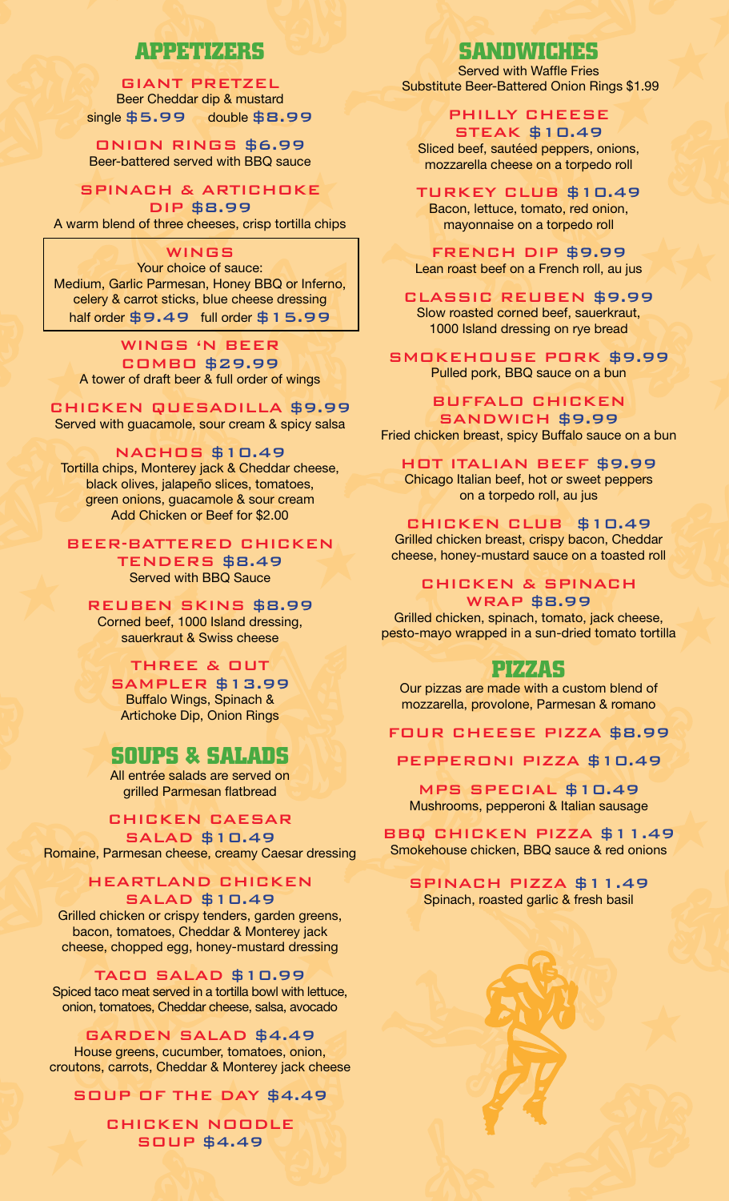## APPETIZERS

### GIANT PRETZEL
Beer Cheddar dip & mustard
single $5.99 double $8.99

### ONION RINGS $6.99
Beer-battered served with BBQ sauce

### SPINACH & ARTICHOKE DIP $8.99
A warm blend of three cheeses, crisp tortilla chips

### WINGS
Your choice of sauce:
Medium, Garlic Parmesan, Honey BBQ or Inferno,
celery & carrot sticks, blue cheese dressing
half order $9.49 full order $15.99

### WINGS 'N BEER COMBO $29.99
A tower of draft beer & full order of wings

### CHICKEN QUESADILLA $9.99
Served with guacamole, sour cream & spicy salsa

### NACHOS $10.49
Tortilla chips, Monterey jack & Cheddar cheese,
black olives, jalapeño slices, tomatoes,
green onions, guacamole & sour cream
Add Chicken or Beef for $2.00

### BEER-BATTERED CHICKEN TENDERS $8.49
Served with BBQ Sauce

### REUBEN SKINS $8.99
Corned beef, 1000 Island dressing,
sauerkraut & Swiss cheese

### THREE & OUT SAMPLER $13.99
Buffalo Wings, Spinach &
Artichoke Dip, Onion Rings

## SOUPS & SALADS

All entrée salads are served on
grilled Parmesan flatbread

### CHICKEN CAESAR SALAD $10.49
Romaine, Parmesan cheese, creamy Caesar dressing

### HEARTLAND CHICKEN SALAD $10.49
Grilled chicken or crispy tenders, garden greens,
bacon, tomatoes, Cheddar & Monterey jack
cheese, chopped egg, honey-mustard dressing

### TACO SALAD $10.99
Spiced taco meat served in a tortilla bowl with lettuce,
onion, tomatoes, Cheddar cheese, salsa, avocado

### GARDEN SALAD $4.49
House greens, cucumber, tomatoes, onion,
croutons, carrots, Cheddar & Monterey jack cheese

### SOUP OF THE DAY $4.49

### CHICKEN NOODLE SOUP $4.49

## SANDWICHES

Served with Waffle Fries
Substitute Beer-Battered Onion Rings $1.99

### PHILLY CHEESE STEAK $10.49
Sliced beef, sautéed peppers, onions,
mozzarella cheese on a torpedo roll

### TURKEY CLUB $10.49
Bacon, lettuce, tomato, red onion,
mayonnaise on a torpedo roll

### FRENCH DIP $9.99
Lean roast beef on a French roll, au jus

### CLASSIC REUBEN $9.99
Slow roasted corned beef, sauerkraut,
1000 Island dressing on rye bread

### SMOKEHOUSE PORK $9.99
Pulled pork, BBQ sauce on a bun

### BUFFALO CHICKEN SANDWICH $9.99
Fried chicken breast, spicy Buffalo sauce on a bun

### HOT ITALIAN BEEF $9.99
Chicago Italian beef, hot or sweet peppers
on a torpedo roll, au jus

### CHICKEN CLUB $10.49
Grilled chicken breast, crispy bacon, Cheddar
cheese, honey-mustard sauce on a toasted roll

### CHICKEN & SPINACH WRAP $8.99
Grilled chicken, spinach, tomato, jack cheese,
pesto-mayo wrapped in a sun-dried tomato tortilla

## PIZZAS

Our pizzas are made with a custom blend of
mozzarella, provolone, Parmesan & romano

### FOUR CHEESE PIZZA $8.99

### PEPPERONI PIZZA $10.49

### MPS SPECIAL $10.49
Mushrooms, pepperoni & Italian sausage

### BBQ CHICKEN PIZZA $11.49
Smokehouse chicken, BBQ sauce & red onions

### SPINACH PIZZA $11.49
Spinach, roasted garlic & fresh basil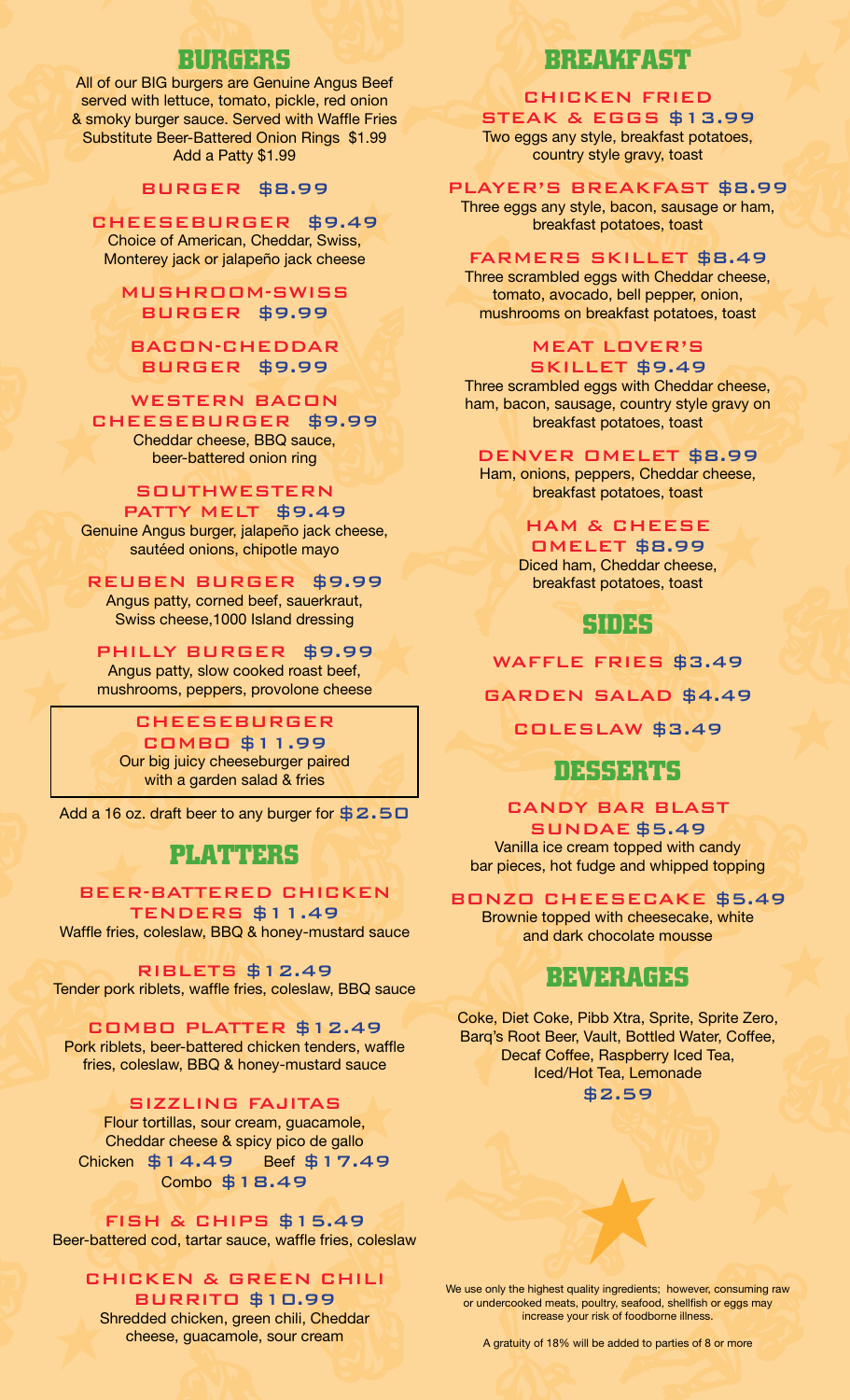## BURGERS

All of our BIG burgers are Genuine Angus Beef served with lettuce, tomato, pickle, red onion & smoky burger sauce. Served with Waffle Fries
Substitute Beer-Battered Onion Rings $1.99
Add a Patty $1.99

### BURGER $8.99

### CHEESEBURGER $9.49
Choice of American, Cheddar, Swiss, Monterey jack or jalapeño jack cheese

### MUSHROOM-SWISS BURGER $9.99

### BACON-CHEDDAR BURGER $9.99

### WESTERN BACON CHEESEBURGER $9.99
Cheddar cheese, BBQ sauce, beer-battered onion ring

### SOUTHWESTERN PATTY MELT $9.49
Genuine Angus burger, jalapeño jack cheese, sautéed onions, chipotle mayo

### REUBEN BURGER $9.99
Angus patty, corned beef, sauerkraut, Swiss cheese,1000 Island dressing

### PHILLY BURGER $9.99
Angus patty, slow cooked roast beef, mushrooms, peppers, provolone cheese

### CHEESEBURGER COMBO $11.99
Our big juicy cheeseburger paired with a garden salad & fries

Add a 16 oz. draft beer to any burger for $2.50

## PLATTERS

### BEER-BATTERED CHICKEN TENDERS $11.49
Waffle fries, coleslaw, BBQ & honey-mustard sauce

### RIBLETS $12.49
Tender pork riblets, waffle fries, coleslaw, BBQ sauce

### COMBO PLATTER $12.49
Pork riblets, beer-battered chicken tenders, waffle fries, coleslaw, BBQ & honey-mustard sauce

### SIZZLING FAJITAS
Flour tortillas, sour cream, guacamole, Cheddar cheese & spicy pico de gallo
Chicken $14.49 Beef $17.49
Combo $18.49

### FISH & CHIPS $15.49
Beer-battered cod, tartar sauce, waffle fries, coleslaw

### CHICKEN & GREEN CHILI BURRITO $10.99
Shredded chicken, green chili, Cheddar cheese, guacamole, sour cream

## BREAKFAST

### CHICKEN FRIED STEAK & EGGS $13.99
Two eggs any style, breakfast potatoes, country style gravy, toast

### PLAYER'S BREAKFAST $8.99
Three eggs any style, bacon, sausage or ham, breakfast potatoes, toast

### FARMERS SKILLET $8.49
Three scrambled eggs with Cheddar cheese, tomato, avocado, bell pepper, onion, mushrooms on breakfast potatoes, toast

### MEAT LOVER'S SKILLET $9.49
Three scrambled eggs with Cheddar cheese, ham, bacon, sausage, country style gravy on breakfast potatoes, toast

### DENVER OMELET $8.99
Ham, onions, peppers, Cheddar cheese, breakfast potatoes, toast

### HAM & CHEESE OMELET $8.99
Diced ham, Cheddar cheese, breakfast potatoes, toast

## SIDES

WAFFLE FRIES $3.49

GARDEN SALAD $4.49

COLESLAW $3.49

## DESSERTS

### CANDY BAR BLAST SUNDAE $5.49
Vanilla ice cream topped with candy bar pieces, hot fudge and whipped topping

### BONZO CHEESECAKE $5.49
Brownie topped with cheesecake, white and dark chocolate mousse

## BEVERAGES

Coke, Diet Coke, Pibb Xtra, Sprite, Sprite Zero, Barq's Root Beer, Vault, Bottled Water, Coffee, Decaf Coffee, Raspberry Iced Tea, Iced/Hot Tea, Lemonade
$2.59

We use only the highest quality ingredients; however, consuming raw or undercooked meats, poultry, seafood, shellfish or eggs may increase your risk of foodborne illness.

A gratuity of 18% will be added to parties of 8 or more